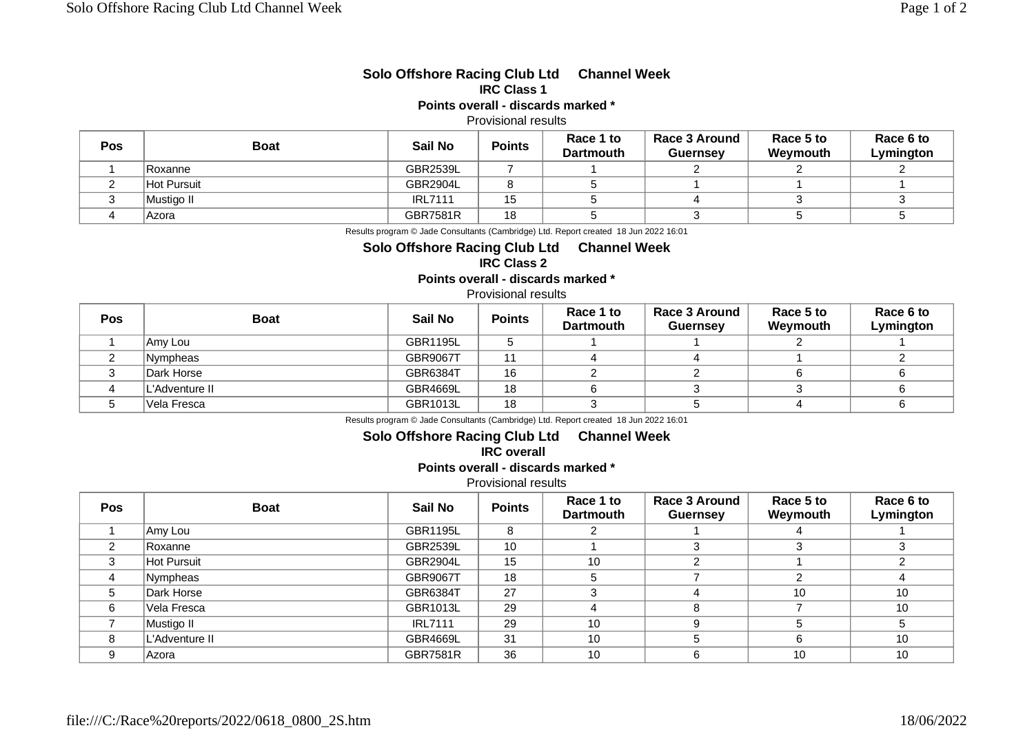## Solo Offshore Racing Club Ltd Channel Week

### IRC Class 1

**Points overall - discards marked ***

Provisional results

| Pos | Boat | Sail No | Points | Race 1 to Dartmouth | Race 3 Around Guernsey | Race 5 to Weymouth | Race 6 to Lymington |
|---|---|---|---|---|---|---|---|
| 1 | Roxanne | GBR2539L | 7 | 1 | 2 | 2 | 2 |
| 2 | Hot Pursuit | GBR2904L | 8 | 5 | 1 | 1 | 1 |
| 3 | Mustigo II | IRL7111 | 15 | 5 | 4 | 3 | 3 |
| 4 | Azora | GBR7581R | 18 | 5 | 3 | 5 | 5 |

Results program © Jade Consultants (Cambridge) Ltd. Report created 18 Jun 2022 16:01

## Solo Offshore Racing Club Ltd Channel Week

### IRC Class 2

**Points overall - discards marked ***

Provisional results

| Pos | Boat | Sail No | Points | Race 1 to Dartmouth | Race 3 Around Guernsey | Race 5 to Weymouth | Race 6 to Lymington |
|---|---|---|---|---|---|---|---|
| 1 | Amy Lou | GBR1195L | 5 | 1 | 1 | 2 | 1 |
| 2 | Nympheas | GBR9067T | 11 | 4 | 4 | 1 | 2 |
| 3 | Dark Horse | GBR6384T | 16 | 2 | 2 | 6 | 6 |
| 4 | L'Adventure II | GBR4669L | 18 | 6 | 3 | 3 | 6 |
| 5 | Vela Fresca | GBR1013L | 18 | 3 | 5 | 4 | 6 |

Results program © Jade Consultants (Cambridge) Ltd. Report created 18 Jun 2022 16:01

## Solo Offshore Racing Club Ltd Channel Week

### IRC overall

**Points overall - discards marked ***

Provisional results

| Pos | Boat | Sail No | Points | Race 1 to Dartmouth | Race 3 Around Guernsey | Race 5 to Weymouth | Race 6 to Lymington |
|---|---|---|---|---|---|---|---|
| 1 | Amy Lou | GBR1195L | 8 | 2 | 1 | 4 | 1 |
| 2 | Roxanne | GBR2539L | 10 | 1 | 3 | 3 | 3 |
| 3 | Hot Pursuit | GBR2904L | 15 | 10 | 2 | 1 | 2 |
| 4 | Nympheas | GBR9067T | 18 | 5 | 7 | 2 | 4 |
| 5 | Dark Horse | GBR6384T | 27 | 3 | 4 | 10 | 10 |
| 6 | Vela Fresca | GBR1013L | 29 | 4 | 8 | 7 | 10 |
| 7 | Mustigo II | IRL7111 | 29 | 10 | 9 | 5 | 5 |
| 8 | L'Adventure II | GBR4669L | 31 | 10 | 5 | 6 | 10 |
| 9 | Azora | GBR7581R | 36 | 10 | 6 | 10 | 10 |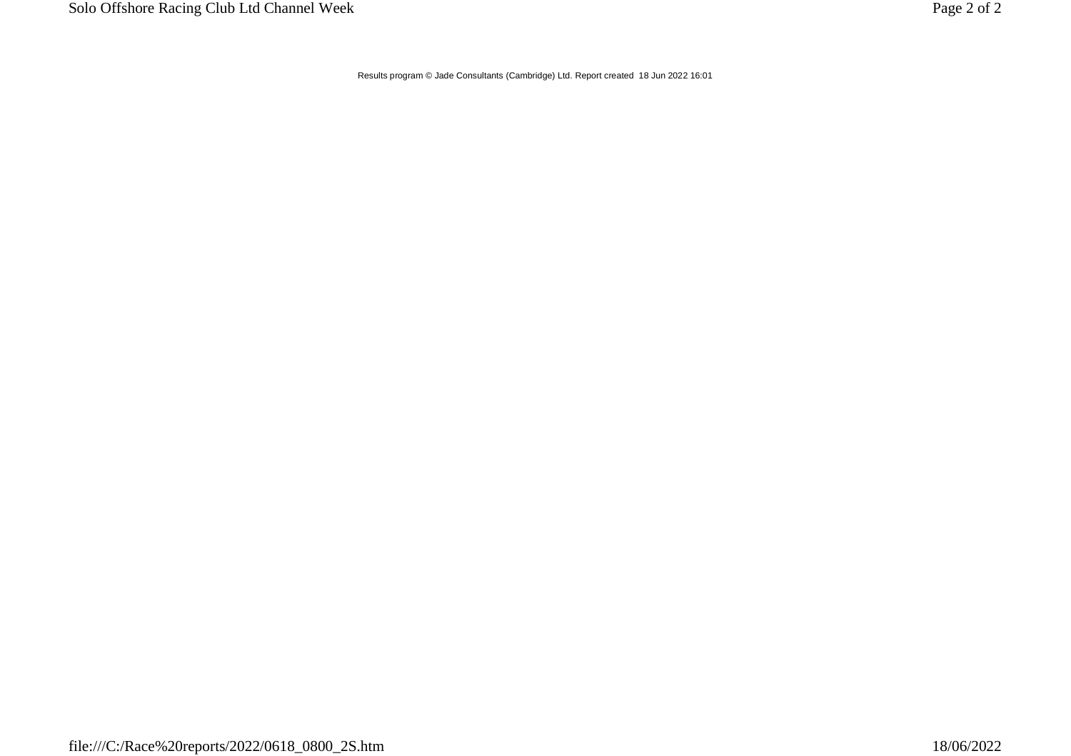Results program © Jade Consultants (Cambridge) Ltd. Report created 18 Jun 2022 16:01